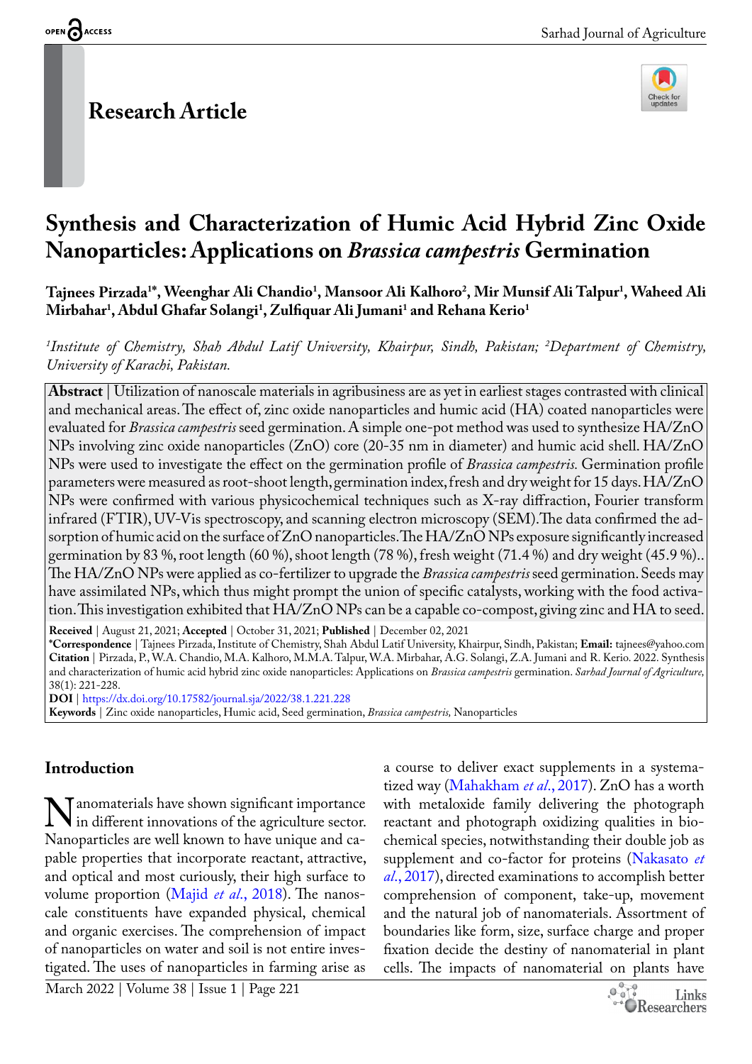## Research Article

# Synthesis and Characterization of Humic Acid Hybrid Zinc Oxide Nanoparticles: Applications on *Brassica campestris* Germination

**Tajnees Pirzada[1*], Weenghar Ali Chandio[1], Mansoor Ali Kalhoro[2], Mir Munsif Ali Talpur[1], Waheed Ali Mirbahar[1], Abdul Ghafar Solangi[1], Zulfiquar Ali Jumani[1] and Rehana Kerio[1]**

*[1]Institute of Chemistry, Shah Abdul Latif University, Khairpur, Sindh, Pakistan; [2]Department of Chemistry, University of Karachi, Pakistan.*

**Abstract** | Utilization of nanoscale materials in agribusiness are as yet in earliest stages contrasted with clinical and mechanical areas. The effect of, zinc oxide nanoparticles and humic acid (HA) coated nanoparticles were evaluated for *Brassica campestris* seed germination. A simple one-pot method was used to synthesize HA/ZnO NPs involving zinc oxide nanoparticles (ZnO) core (20-35 nm in diameter) and humic acid shell. HA/ZnO NPs were used to investigate the effect on the germination profile of *Brassica campestris.* Germination profile parameters were measured as root-shoot length, germination index, fresh and dry weight for 15 days. HA/ZnO NPs were confirmed with various physicochemical techniques such as X-ray diffraction, Fourier transform infrared (FTIR), UV-Vis spectroscopy, and scanning electron microscopy (SEM).The data confirmed the adsorption of humic acid on the surface of ZnO nanoparticles. The HA/ZnO NPs exposure significantly increased germination by 83 %, root length (60 %), shoot length (78 %), fresh weight (71.4 %) and dry weight (45.9 %).. The HA/ZnO NPs were applied as co-fertilizer to upgrade the *Brassica campestris* seed germination. Seeds may have assimilated NPs, which thus might prompt the union of specific catalysts, working with the food activation. This investigation exhibited that HA/ZnO NPs can be a capable co-compost, giving zinc and HA to seed.

**Received** | August 21, 2021; **Accepted** | October 31, 2021; **Published** | December 02, 2021

**\*Correspondence** | Tajnees Pirzada, Institute of Chemistry, Shah Abdul Latif University, Khairpur, Sindh, Pakistan; **Email:** tajnees@yahoo.com

**Citation** | Pirzada, P., W.A. Chandio, M.A. Kalhoro, M.M.A. Talpur, W.A. Mirbahar, A.G. Solangi, Z.A. Jumani and R. Kerio. 2022. Synthesis and characterization of humic acid hybrid zinc oxide nanoparticles: Applications on *Brassica campestris* germination. *Sarhad Journal of Agriculture,* 38(1): 221-228.

**DOI** | https://dx.doi.org/10.17582/journal.sja/2022/38.1.221.228

**Keywords** | Zinc oxide nanoparticles, Humic acid, Seed germination, *Brassica campestris,* Nanoparticles

## Introduction

Nanomaterials have shown significant importance in different innovations of the agriculture sector. Nanoparticles are well known to have unique and capable properties that incorporate reactant, attractive, and optical and most curiously, their high surface to volume proportion (Majid *et al.*, 2018). The nanoscale constituents have expanded physical, chemical and organic exercises. The comprehension of impact of nanoparticles on water and soil is not entire investigated. The uses of nanoparticles in farming arise as a course to deliver exact supplements in a systematized way (Mahakham *et al.*, 2017). ZnO has a worth with metaloxide family delivering the photograph reactant and photograph oxidizing qualities in biochemical species, notwithstanding their double job as supplement and co-factor for proteins (Nakasato *et al.*, 2017), directed examinations to accomplish better comprehension of component, take-up, movement and the natural job of nanomaterials. Assortment of boundaries like form, size, surface charge and proper fixation decide the destiny of nanomaterial in plant cells. The impacts of nanomaterial on plants have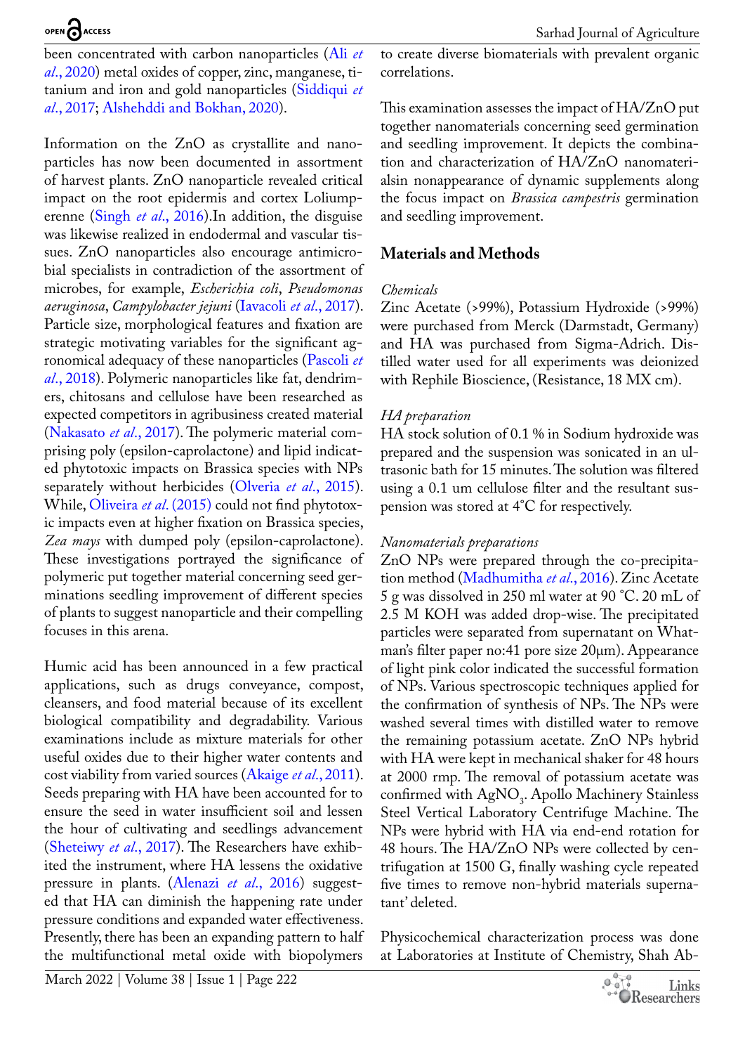been concentrated with carbon nanoparticles (Ali *et al*., 2020) metal oxides of copper, zinc, manganese, titanium and iron and gold nanoparticles (Siddiqui *et al*., 2017; Alshehddi and Bokhan, 2020).

Information on the ZnO as crystallite and nanoparticles has now been documented in assortment of harvest plants. ZnO nanoparticle revealed critical impact on the root epidermis and cortex Loliumperenne (Singh *et al*., 2016).In addition, the disguise was likewise realized in endodermal and vascular tissues. ZnO nanoparticles also encourage antimicrobial specialists in contradiction of the assortment of microbes, for example, *Escherichia coli*, *Pseudomonas aeruginosa*, *Campylobacter jejuni* (Iavacoli *et al*., 2017). Particle size, morphological features and fixation are strategic motivating variables for the significant agronomical adequacy of these nanoparticles (Pascoli *et al*., 2018). Polymeric nanoparticles like fat, dendrimers, chitosans and cellulose have been researched as expected competitors in agribusiness created material (Nakasato *et al*., 2017). The polymeric material comprising poly (epsilon-caprolactone) and lipid indicated phytotoxic impacts on Brassica species with NPs separately without herbicides (Olveria *et al*., 2015). While, Oliveira *et al*. (2015) could not find phytotoxic impacts even at higher fixation on Brassica species, *Zea mays* with dumped poly (epsilon-caprolactone). These investigations portrayed the significance of polymeric put together material concerning seed germinations seedling improvement of different species of plants to suggest nanoparticle and their compelling focuses in this arena.

Humic acid has been announced in a few practical applications, such as drugs conveyance, compost, cleansers, and food material because of its excellent biological compatibility and degradability. Various examinations include as mixture materials for other useful oxides due to their higher water contents and cost viability from varied sources (Akaige *et al*., 2011). Seeds preparing with HA have been accounted for to ensure the seed in water insufficient soil and lessen the hour of cultivating and seedlings advancement (Sheteiwy *et al*., 2017). The Researchers have exhibited the instrument, where HA lessens the oxidative pressure in plants. (Alenazi *et al*., 2016) suggested that HA can diminish the happening rate under pressure conditions and expanded water effectiveness. Presently, there has been an expanding pattern to half the multifunctional metal oxide with biopolymers to create diverse biomaterials with prevalent organic correlations.

This examination assesses the impact of HA/ZnO put together nanomaterials concerning seed germination and seedling improvement. It depicts the combination and characterization of HA/ZnO nanomaterialsin nonappearance of dynamic supplements along the focus impact on *Brassica campestris* germination and seedling improvement.

## Materials and Methods

### *Chemicals*

Zinc Acetate (>99%), Potassium Hydroxide (>99%) were purchased from Merck (Darmstadt, Germany) and HA was purchased from Sigma-Adrich. Distilled water used for all experiments was deionized with Rephile Bioscience, (Resistance, 18 MX cm).

### *HA preparation*

HA stock solution of 0.1 % in Sodium hydroxide was prepared and the suspension was sonicated in an ultrasonic bath for 15 minutes. The solution was filtered using a 0.1 um cellulose filter and the resultant suspension was stored at 4°C for respectively.

### *Nanomaterials preparations*

ZnO NPs were prepared through the co-precipitation method (Madhumitha *et al*., 2016). Zinc Acetate 5 g was dissolved in 250 ml water at 90 °C. 20 mL of 2.5 M KOH was added drop-wise. The precipitated particles were separated from supernatant on Whatman's filter paper no:41 pore size 20μm). Appearance of light pink color indicated the successful formation of NPs. Various spectroscopic techniques applied for the confirmation of synthesis of NPs. The NPs were washed several times with distilled water to remove the remaining potassium acetate. ZnO NPs hybrid with HA were kept in mechanical shaker for 48 hours at 2000 rmp. The removal of potassium acetate was confirmed with $AgNO_3$. Apollo Machinery Stainless Steel Vertical Laboratory Centrifuge Machine. The NPs were hybrid with HA via end-end rotation for 48 hours. The HA/ZnO NPs were collected by centrifugation at 1500 G, finally washing cycle repeated five times to remove non-hybrid materials supernatant' deleted.

Physicochemical characterization process was done at Laboratories at Institute of Chemistry, Shah Ab-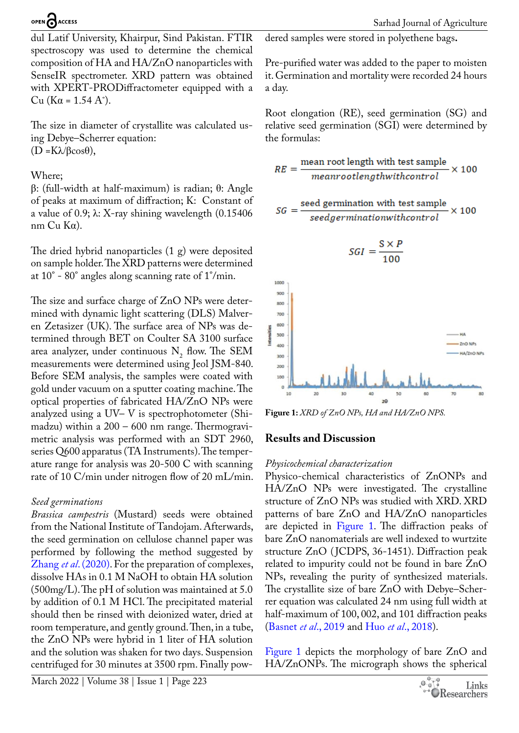dul Latif University, Khairpur, Sind Pakistan. FTIR spectroscopy was used to determine the chemical composition of HA and HA/ZnO nanoparticles with SenseIR spectrometer. XRD pattern was obtained with XPERT-PRODiffractometer equipped with a Cu (Kα = 1.54 A°).

The size in diameter of crystallite was calculated using Debye–Scherrer equation:
(D =Kλ/βcosθ),

Where;
β: (full-width at half-maximum) is radian; θ: Angle of peaks at maximum of diffraction; K: Constant of a value of 0.9; λ: X-ray shining wavelength (0.15406 nm Cu Kα).

The dried hybrid nanoparticles (1 g) were deposited on sample holder. The XRD patterns were determined at 10° - 80° angles along scanning rate of 1°/min.

The size and surface charge of ZnO NPs were determined with dynamic light scattering (DLS) Malveren Zetasizer (UK). The surface area of NPs was determined through BET on Coulter SA 3100 surface area analyzer, under continuous $N_2$ flow. The SEM measurements were determined using Jeol JSM-840. Before SEM analysis, the samples were coated with gold under vacuum on a sputter coating machine. The optical properties of fabricated HA/ZnO NPs were analyzed using a UV– V is spectrophotometer (Shimadzu) within a 200 – 600 nm range. Thermogravimetric analysis was performed with an SDT 2960, series Q600 apparatus (TA Instruments). The temperature range for analysis was 20-500 C with scanning rate of 10 C/min under nitrogen flow of 20 mL/min.

*Seed germinations*

*Brassica campestris* (Mustard) seeds were obtained from the National Institute of Tandojam. Afterwards, the seed germination on cellulose channel paper was performed by following the method suggested by Zhang *et al*. (2020). For the preparation of complexes, dissolve HAs in 0.1 M NaOH to obtain HA solution (500mg/L). The pH of solution was maintained at 5.0 by addition of 0.1 M HCl. The precipitated material should then be rinsed with deionized water, dried at room temperature, and gently ground. Then, in a tube, the ZnO NPs were hybrid in 1 liter of HA solution and the solution was shaken for two days. Suspension centrifuged for 30 minutes at 3500 rpm. Finally powdered samples were stored in polyethene bags**.**

Pre-purified water was added to the paper to moisten it. Germination and mortality were recorded 24 hours a day.

Root elongation (RE), seed germination (SG) and relative seed germination (SGI) were determined by the formulas:

$$RE = \frac{\text{mean root length with test sample}}{meanrootlengthwithcontrol} \times 100$$

$$SG = \frac{\text{seed germination with test sample}}{seedgerminationwithcontrol} \times 100$$

$$SGI = \frac{S \times P}{100}$$

**Figure 1:** *XRD of ZnO NPs, HA and HA/ZnO NPS.*

## Results and Discussion

*Physicochemical characterization*

Physico-chemical characteristics of ZnONPs and HA/ZnO NPs were investigated. The crystalline structure of ZnO NPs was studied with XRD. XRD patterns of bare ZnO and HA/ZnO nanoparticles are depicted in Figure 1. The diffraction peaks of bare ZnO nanomaterials are well indexed to wurtzite structure ZnO (JCDPS, 36-1451). Diffraction peak related to impurity could not be found in bare ZnO NPs, revealing the purity of synthesized materials. The crystallite size of bare ZnO with Debye–Scherrer equation was calculated 24 nm using full width at half-maximum of 100, 002, and 101 diffraction peaks (Basnet *et al*., 2019 and Huo *et al*., 2018).

Figure 1 depicts the morphology of bare ZnO and HA/ZnONPs. The micrograph shows the spherical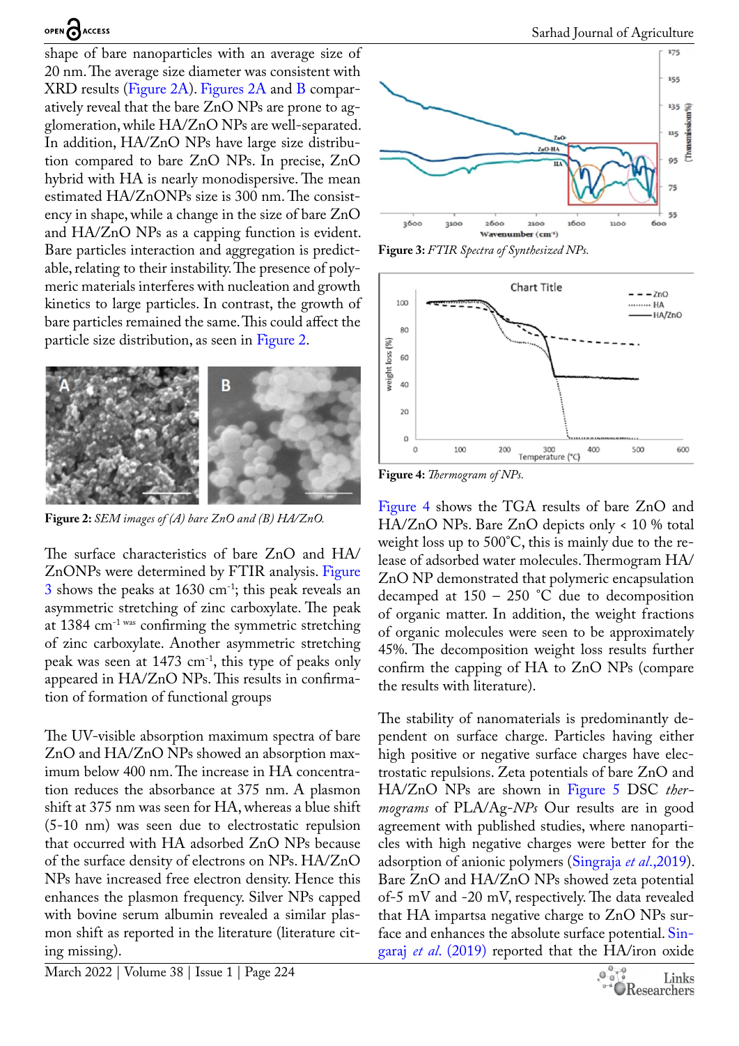shape of bare nanoparticles with an average size of 20 nm. The average size diameter was consistent with XRD results (Figure 2A). Figures 2A and B comparatively reveal that the bare ZnO NPs are prone to agglomeration, while HA/ZnO NPs are well-separated. In addition, HA/ZnO NPs have large size distribution compared to bare ZnO NPs. In precise, ZnO hybrid with HA is nearly monodispersive. The mean estimated HA/ZnONPs size is 300 nm. The consistency in shape, while a change in the size of bare ZnO and HA/ZnO NPs as a capping function is evident. Bare particles interaction and aggregation is predictable, relating to their instability. The presence of polymeric materials interferes with nucleation and growth kinetics to large particles. In contrast, the growth of bare particles remained the same. This could affect the particle size distribution, as seen in Figure 2.

**Figure 2:** *SEM images of (A) bare ZnO and (B) HA/ZnO.*

The surface characteristics of bare ZnO and HA/ZnONPs were determined by FTIR analysis. Figure 3 shows the peaks at 1630 $cm^{-1}$; this peak reveals an asymmetric stretching of zinc carboxylate. The peak at 1384 $cm^{-1}$ was confirming the symmetric stretching of zinc carboxylate. Another asymmetric stretching peak was seen at 1473 $cm^{-1}$, this type of peaks only appeared in HA/ZnO NPs. This results in confirmation of formation of functional groups

The UV-visible absorption maximum spectra of bare ZnO and HA/ZnO NPs showed an absorption maximum below 400 nm. The increase in HA concentration reduces the absorbance at 375 nm. A plasmon shift at 375 nm was seen for HA, whereas a blue shift (5-10 nm) was seen due to electrostatic repulsion that occurred with HA adsorbed ZnO NPs because of the surface density of electrons on NPs. HA/ZnO NPs have increased free electron density. Hence this enhances the plasmon frequency. Silver NPs capped with bovine serum albumin revealed a similar plasmon shift as reported in the literature (literature citing missing).

**Figure 3:** *FTIR Spectra of Synthesized NPs.*

**Figure 4:** *Thermogram of NPs.*

Figure 4 shows the TGA results of bare ZnO and HA/ZnO NPs. Bare ZnO depicts only < 10 % total weight loss up to 500°C, this is mainly due to the release of adsorbed water molecules. Thermogram HA/ZnO NP demonstrated that polymeric encapsulation decamped at 150 – 250 °C due to decomposition of organic matter. In addition, the weight fractions of organic molecules were seen to be approximately 45%. The decomposition weight loss results further confirm the capping of HA to ZnO NPs (compare the results with literature).

The stability of nanomaterials is predominantly dependent on surface charge. Particles having either high positive or negative surface charges have electrostatic repulsions. Zeta potentials of bare ZnO and HA/ZnO NPs are shown in Figure 5 DSC *thermograms* of PLA/Ag-*NPs* Our results are in good agreement with published studies, where nanoparticles with high negative charges were better for the adsorption of anionic polymers (Singraja *et al*.,2019). Bare ZnO and HA/ZnO NPs showed zeta potential of-5 mV and -20 mV, respectively. The data revealed that HA impartsa negative charge to ZnO NPs surface and enhances the absolute surface potential. Singaraj *et al*. (2019) reported that the HA/iron oxide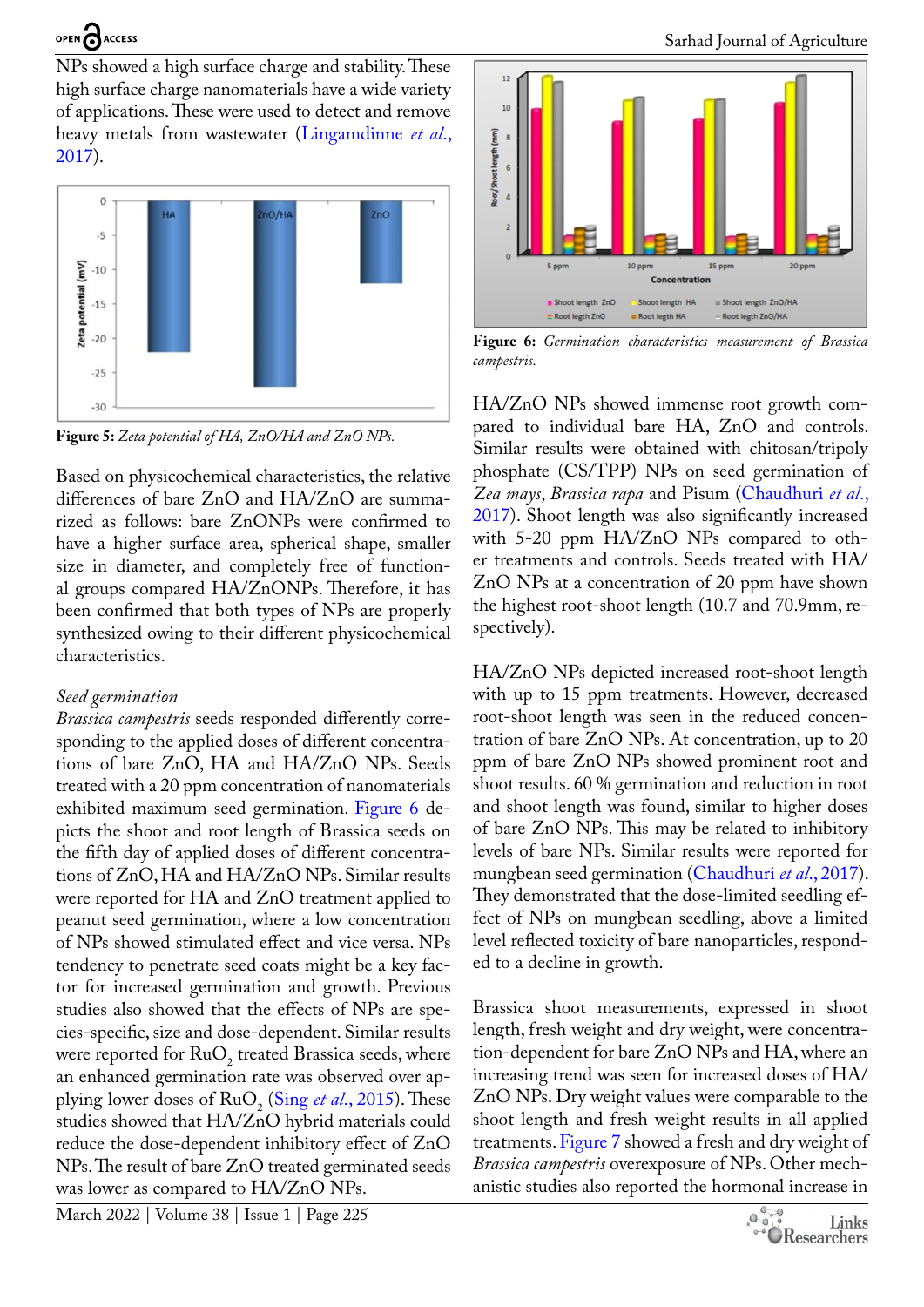NPs showed a high surface charge and stability. These high surface charge nanomaterials have a wide variety of applications. These were used to detect and remove heavy metals from wastewater (Lingamdinne *et al*., 2017).

**Figure 5:** *Zeta potential of HA, ZnO/HA and ZnO NPs.*

Based on physicochemical characteristics, the relative differences of bare ZnO and HA/ZnO are summarized as follows: bare ZnONPs were confirmed to have a higher surface area, spherical shape, smaller size in diameter, and completely free of functional groups compared HA/ZnONPs. Therefore, it has been confirmed that both types of NPs are properly synthesized owing to their different physicochemical characteristics.

*Seed germination*

*Brassica campestris* seeds responded differently corresponding to the applied doses of different concentrations of bare ZnO, HA and HA/ZnO NPs. Seeds treated with a 20 ppm concentration of nanomaterials exhibited maximum seed germination. Figure 6 depicts the shoot and root length of Brassica seeds on the fifth day of applied doses of different concentrations of ZnO, HA and HA/ZnO NPs. Similar results were reported for HA and ZnO treatment applied to peanut seed germination, where a low concentration of NPs showed stimulated effect and vice versa. NPs tendency to penetrate seed coats might be a key factor for increased germination and growth. Previous studies also showed that the effects of NPs are species-specific, size and dose-dependent. Similar results were reported for $RuO_2$ treated Brassica seeds, where an enhanced germination rate was observed over applying lower doses of $RuO_2$ (Sing *et al*., 2015). These studies showed that HA/ZnO hybrid materials could reduce the dose-dependent inhibitory effect of ZnO NPs. The result of bare ZnO treated germinated seeds was lower as compared to HA/ZnO NPs.

**Figure 6:** *Germination characteristics measurement of Brassica campestris.*

HA/ZnO NPs showed immense root growth compared to individual bare HA, ZnO and controls. Similar results were obtained with chitosan/tripoly phosphate (CS/TPP) NPs on seed germination of *Zea mays*, *Brassica rapa* and Pisum (Chaudhuri *et al*., 2017). Shoot length was also significantly increased with 5-20 ppm HA/ZnO NPs compared to other treatments and controls. Seeds treated with HA/ZnO NPs at a concentration of 20 ppm have shown the highest root-shoot length (10.7 and 70.9mm, respectively).

HA/ZnO NPs depicted increased root-shoot length with up to 15 ppm treatments. However, decreased root-shoot length was seen in the reduced concentration of bare ZnO NPs. At concentration, up to 20 ppm of bare ZnO NPs showed prominent root and shoot results. 60 % germination and reduction in root and shoot length was found, similar to higher doses of bare ZnO NPs. This may be related to inhibitory levels of bare NPs. Similar results were reported for mungbean seed germination (Chaudhuri *et al*., 2017). They demonstrated that the dose-limited seedling effect of NPs on mungbean seedling, above a limited level reflected toxicity of bare nanoparticles, responded to a decline in growth.

Brassica shoot measurements, expressed in shoot length, fresh weight and dry weight, were concentration-dependent for bare ZnO NPs and HA, where an increasing trend was seen for increased doses of HA/ZnO NPs. Dry weight values were comparable to the shoot length and fresh weight results in all applied treatments. Figure 7 showed a fresh and dry weight of *Brassica campestris* overexposure of NPs. Other mechanistic studies also reported the hormonal increase in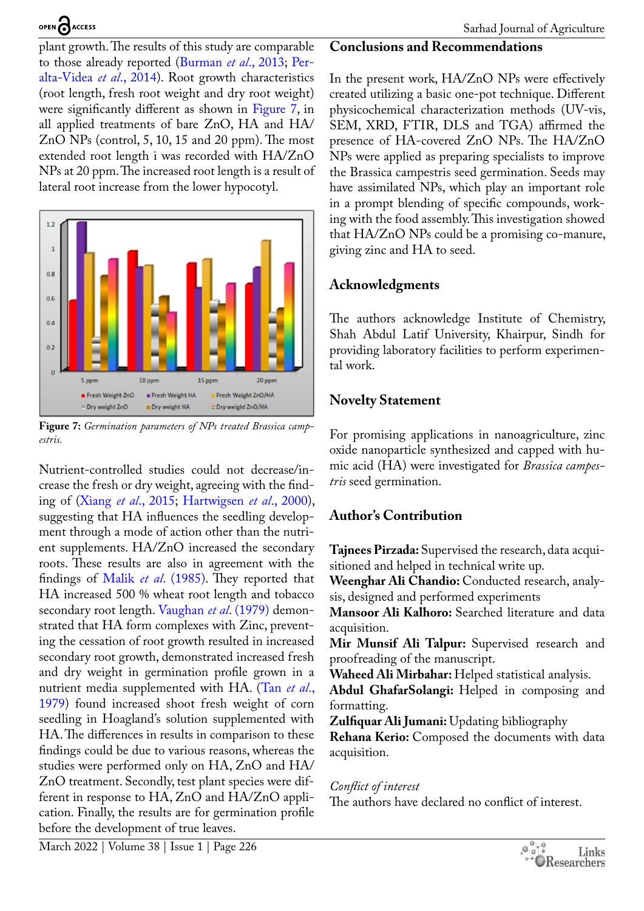plant growth. The results of this study are comparable to those already reported (Burman *et al*., 2013; Peralta-Videa *et al*., 2014). Root growth characteristics (root length, fresh root weight and dry root weight) were significantly different as shown in Figure 7, in all applied treatments of bare ZnO, HA and HA/ZnO NPs (control, 5, 10, 15 and 20 ppm). The most extended root length i was recorded with HA/ZnO NPs at 20 ppm. The increased root length is a result of lateral root increase from the lower hypocotyl.

**Figure 7:** *Germination parameters of NPs treated Brassica campestris.*

Nutrient-controlled studies could not decrease/increase the fresh or dry weight, agreeing with the finding of (Xiang *et al*., 2015; Hartwigsen *et al*., 2000), suggesting that HA influences the seedling development through a mode of action other than the nutrient supplements. HA/ZnO increased the secondary roots. These results are also in agreement with the findings of Malik *et al*. (1985). They reported that HA increased 500 % wheat root length and tobacco secondary root length. Vaughan *et al*. (1979) demonstrated that HA form complexes with Zinc, preventing the cessation of root growth resulted in increased secondary root growth, demonstrated increased fresh and dry weight in germination profile grown in a nutrient media supplemented with HA. (Tan *et al*., 1979) found increased shoot fresh weight of corn seedling in Hoagland's solution supplemented with HA. The differences in results in comparison to these findings could be due to various reasons, whereas the studies were performed only on HA, ZnO and HA/ZnO treatment. Secondly, test plant species were different in response to HA, ZnO and HA/ZnO application. Finally, the results are for germination profile before the development of true leaves.

## Conclusions and Recommendations

In the present work, HA/ZnO NPs were effectively created utilizing a basic one-pot technique. Different physicochemical characterization methods (UV-vis, SEM, XRD, FTIR, DLS and TGA) affirmed the presence of HA-covered ZnO NPs. The HA/ZnO NPs were applied as preparing specialists to improve the Brassica campestris seed germination. Seeds may have assimilated NPs, which play an important role in a prompt blending of specific compounds, working with the food assembly. This investigation showed that HA/ZnO NPs could be a promising co-manure, giving zinc and HA to seed.

## Acknowledgments

The authors acknowledge Institute of Chemistry, Shah Abdul Latif University, Khairpur, Sindh for providing laboratory facilities to perform experimental work.

## Novelty Statement

For promising applications in nanoagriculture, zinc oxide nanoparticle synthesized and capped with humic acid (HA) were investigated for *Brassica campestris* seed germination.

## Author's Contribution

**Tajnees Pirzada:** Supervised the research, data acquisitioned and helped in technical write up.
**Weenghar Ali Chandio:** Conducted research, analysis, designed and performed experiments
**Mansoor Ali Kalhoro:** Searched literature and data acquisition.
**Mir Munsif Ali Talpur:** Supervised research and proofreading of the manuscript.
**Waheed Ali Mirbahar:** Helped statistical analysis.
**Abdul GhafarSolangi:** Helped in composing and formatting.
**Zulfiquar Ali Jumani:** Updating bibliography
**Rehana Kerio:** Composed the documents with data acquisition.

*Conflict of interest*
The authors have declared no conflict of interest.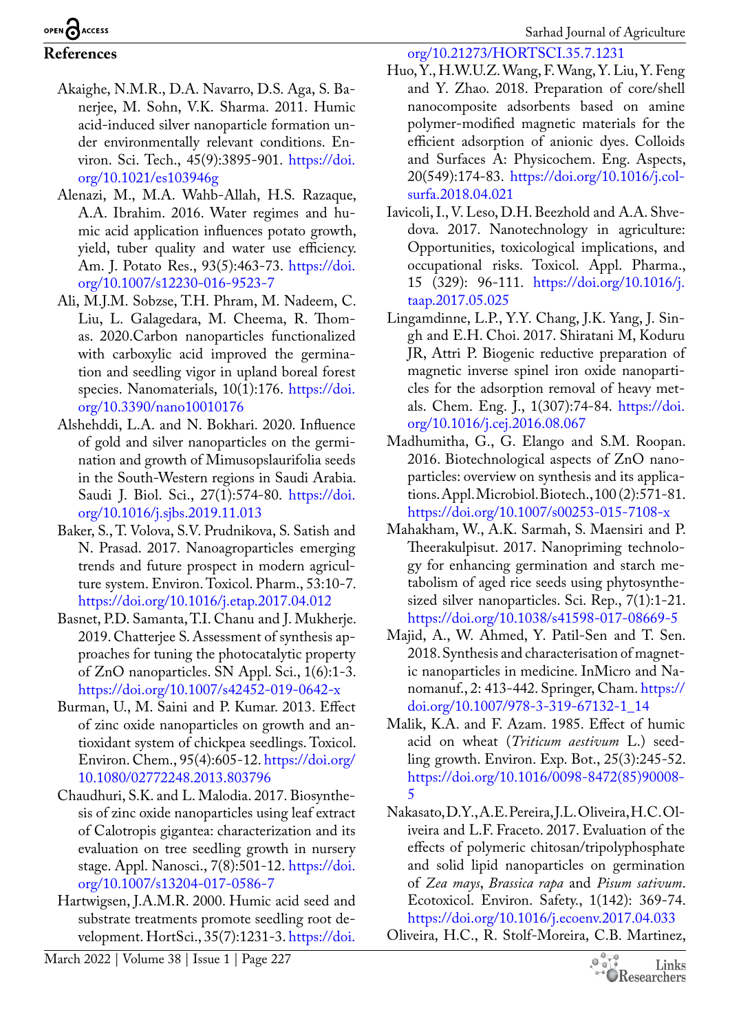## References

Akaighe, N.M.R., D.A. Navarro, D.S. Aga, S. Banerjee, M. Sohn, V.K. Sharma. 2011. Humic acid-induced silver nanoparticle formation under environmentally relevant conditions. Environ. Sci. Tech., 45(9):3895-901. https://doi.org/10.1021/es103946g

Alenazi, M., M.A. Wahb-Allah, H.S. Razaque, A.A. Ibrahim. 2016. Water regimes and humic acid application influences potato growth, yield, tuber quality and water use efficiency. Am. J. Potato Res., 93(5):463-73. https://doi.org/10.1007/s12230-016-9523-7

Ali, M.J.M. Sobzse, T.H. Phram, M. Nadeem, C. Liu, L. Galagedara, M. Cheema, R. Thomas. 2020.Carbon nanoparticles functionalized with carboxylic acid improved the germination and seedling vigor in upland boreal forest species. Nanomaterials, 10(1):176. https://doi.org/10.3390/nano10010176

Alshehddi, L.A. and N. Bokhari. 2020. Influence of gold and silver nanoparticles on the germination and growth of Mimusopslaurifolia seeds in the South-Western regions in Saudi Arabia. Saudi J. Biol. Sci., 27(1):574-80. https://doi.org/10.1016/j.sjbs.2019.11.013

Baker, S., T. Volova, S.V. Prudnikova, S. Satish and N. Prasad. 2017. Nanoagroparticles emerging trends and future prospect in modern agriculture system. Environ. Toxicol. Pharm., 53:10-7. https://doi.org/10.1016/j.etap.2017.04.012

Basnet, P.D. Samanta, T.I. Chanu and J. Mukherje. 2019. Chatterjee S. Assessment of synthesis approaches for tuning the photocatalytic property of ZnO nanoparticles. SN Appl. Sci., 1(6):1-3. https://doi.org/10.1007/s42452-019-0642-x

Burman, U., M. Saini and P. Kumar. 2013. Effect of zinc oxide nanoparticles on growth and antioxidant system of chickpea seedlings. Toxicol. Environ. Chem., 95(4):605-12. https://doi.org/10.1080/02772248.2013.803796

Chaudhuri, S.K. and L. Malodia. 2017. Biosynthesis of zinc oxide nanoparticles using leaf extract of Calotropis gigantea: characterization and its evaluation on tree seedling growth in nursery stage. Appl. Nanosci., 7(8):501-12. https://doi.org/10.1007/s13204-017-0586-7

Hartwigsen, J.A.M.R. 2000. Humic acid seed and substrate treatments promote seedling root development. HortSci., 35(7):1231-3. https://doi.org/10.21273/HORTSCI.35.7.1231

Huo, Y., H.W.U.Z. Wang, F. Wang, Y. Liu, Y. Feng and Y. Zhao. 2018. Preparation of core/shell nanocomposite adsorbents based on amine polymer-modified magnetic materials for the efficient adsorption of anionic dyes. Colloids and Surfaces A: Physicochem. Eng. Aspects, 20(549):174-83. https://doi.org/10.1016/j.colsurfa.2018.04.021

Iavicoli, I., V. Leso, D.H. Beezhold and A.A. Shvedova. 2017. Nanotechnology in agriculture: Opportunities, toxicological implications, and occupational risks. Toxicol. Appl. Pharma., 15 (329): 96-111. https://doi.org/10.1016/j.taap.2017.05.025

Lingamdinne, L.P., Y.Y. Chang, J.K. Yang, J. Singh and E.H. Choi. 2017. Shiratani M, Koduru JR, Attri P. Biogenic reductive preparation of magnetic inverse spinel iron oxide nanoparticles for the adsorption removal of heavy metals. Chem. Eng. J., 1(307):74-84. https://doi.org/10.1016/j.cej.2016.08.067

Madhumitha, G., G. Elango and S.M. Roopan. 2016. Biotechnological aspects of ZnO nanoparticles: overview on synthesis and its applications. Appl. Microbiol. Biotech., 100 (2):571-81. https://doi.org/10.1007/s00253-015-7108-x

Mahakham, W., A.K. Sarmah, S. Maensiri and P. Theerakulpisut. 2017. Nanopriming technology for enhancing germination and starch metabolism of aged rice seeds using phytosynthesized silver nanoparticles. Sci. Rep., 7(1):1-21. https://doi.org/10.1038/s41598-017-08669-5

Majid, A., W. Ahmed, Y. Patil-Sen and T. Sen. 2018. Synthesis and characterisation of magnetic nanoparticles in medicine. InMicro and Nanomanuf., 2: 413-442. Springer, Cham. https://doi.org/10.1007/978-3-319-67132-1_14

Malik, K.A. and F. Azam. 1985. Effect of humic acid on wheat (*Triticum aestivum* L.) seedling growth. Environ. Exp. Bot., 25(3):245-52. https://doi.org/10.1016/0098-8472(85)90008-5

Nakasato, D.Y., A.E. Pereira, J.L. Oliveira, H.C. Oliveira and L.F. Fraceto. 2017. Evaluation of the effects of polymeric chitosan/tripolyphosphate and solid lipid nanoparticles on germination of *Zea mays*, *Brassica rapa* and *Pisum sativum*. Ecotoxicol. Environ. Safety., 1(142): 369-74. https://doi.org/10.1016/j.ecoenv.2017.04.033

Oliveira, H.C., R. Stolf-Moreira, C.B. Martinez,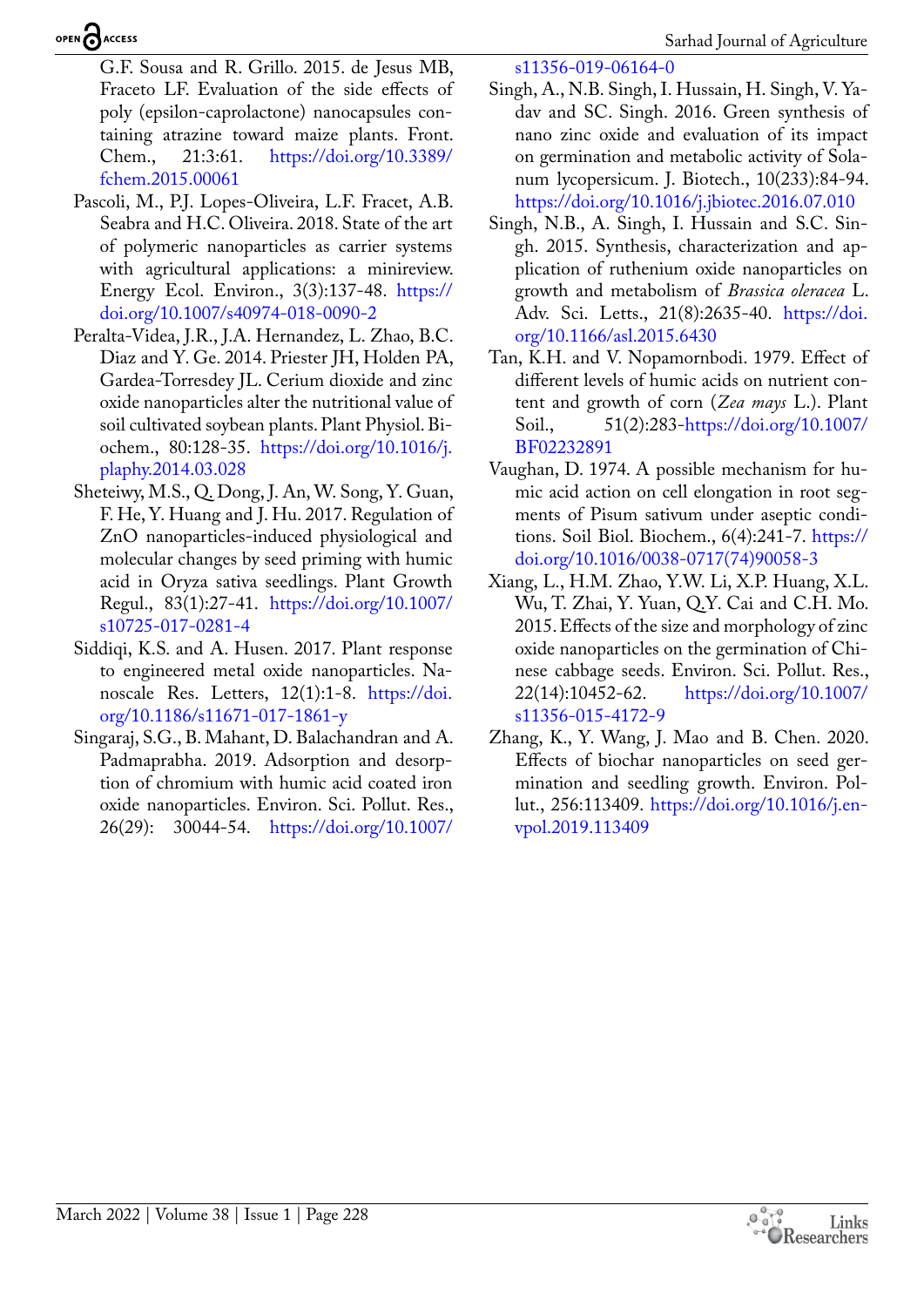G.F. Sousa and R. Grillo. 2015. de Jesus MB, Fraceto LF. Evaluation of the side effects of poly (epsilon-caprolactone) nanocapsules containing atrazine toward maize plants. Front. Chem., 21:3:61. https://doi.org/10.3389/fchem.2015.00061

Pascoli, M., P.J. Lopes-Oliveira, L.F. Fracet, A.B. Seabra and H.C. Oliveira. 2018. State of the art of polymeric nanoparticles as carrier systems with agricultural applications: a minireview. Energy Ecol. Environ., 3(3):137-48. https://doi.org/10.1007/s40974-018-0090-2

Peralta-Videa, J.R., J.A. Hernandez, L. Zhao, B.C. Diaz and Y. Ge. 2014. Priester JH, Holden PA, Gardea-Torresdey JL. Cerium dioxide and zinc oxide nanoparticles alter the nutritional value of soil cultivated soybean plants. Plant Physiol. Biochem., 80:128-35. https://doi.org/10.1016/j.plaphy.2014.03.028

Sheteiwy, M.S., Q. Dong, J. An, W. Song, Y. Guan, F. He, Y. Huang and J. Hu. 2017. Regulation of ZnO nanoparticles-induced physiological and molecular changes by seed priming with humic acid in Oryza sativa seedlings. Plant Growth Regul., 83(1):27-41. https://doi.org/10.1007/s10725-017-0281-4

Siddiqi, K.S. and A. Husen. 2017. Plant response to engineered metal oxide nanoparticles. Nanoscale Res. Letters, 12(1):1-8. https://doi.org/10.1186/s11671-017-1861-y

Singaraj, S.G., B. Mahant, D. Balachandran and A. Padmaprabha. 2019. Adsorption and desorption of chromium with humic acid coated iron oxide nanoparticles. Environ. Sci. Pollut. Res., 26(29): 30044-54. https://doi.org/10.1007/s11356-019-06164-0

Singh, A., N.B. Singh, I. Hussain, H. Singh, V. Yadav and SC. Singh. 2016. Green synthesis of nano zinc oxide and evaluation of its impact on germination and metabolic activity of Solanum lycopersicum. J. Biotech., 10(233):84-94. https://doi.org/10.1016/j.jbiotec.2016.07.010

Singh, N.B., A. Singh, I. Hussain and S.C. Singh. 2015. Synthesis, characterization and application of ruthenium oxide nanoparticles on growth and metabolism of *Brassica oleracea* L. Adv. Sci. Letts., 21(8):2635-40. https://doi.org/10.1166/asl.2015.6430

Tan, K.H. and V. Nopamornbodi. 1979. Effect of different levels of humic acids on nutrient content and growth of corn (*Zea mays* L.). Plant Soil., 51(2):283-https://doi.org/10.1007/BF02232891

Vaughan, D. 1974. A possible mechanism for humic acid action on cell elongation in root segments of Pisum sativum under aseptic conditions. Soil Biol. Biochem., 6(4):241-7. https://doi.org/10.1016/0038-0717(74)90058-3

Xiang, L., H.M. Zhao, Y.W. Li, X.P. Huang, X.L. Wu, T. Zhai, Y. Yuan, Q.Y. Cai and C.H. Mo. 2015. Effects of the size and morphology of zinc oxide nanoparticles on the germination of Chinese cabbage seeds. Environ. Sci. Pollut. Res., 22(14):10452-62. https://doi.org/10.1007/s11356-015-4172-9

Zhang, K., Y. Wang, J. Mao and B. Chen. 2020. Effects of biochar nanoparticles on seed germination and seedling growth. Environ. Pollut., 256:113409. https://doi.org/10.1016/j.envpol.2019.113409